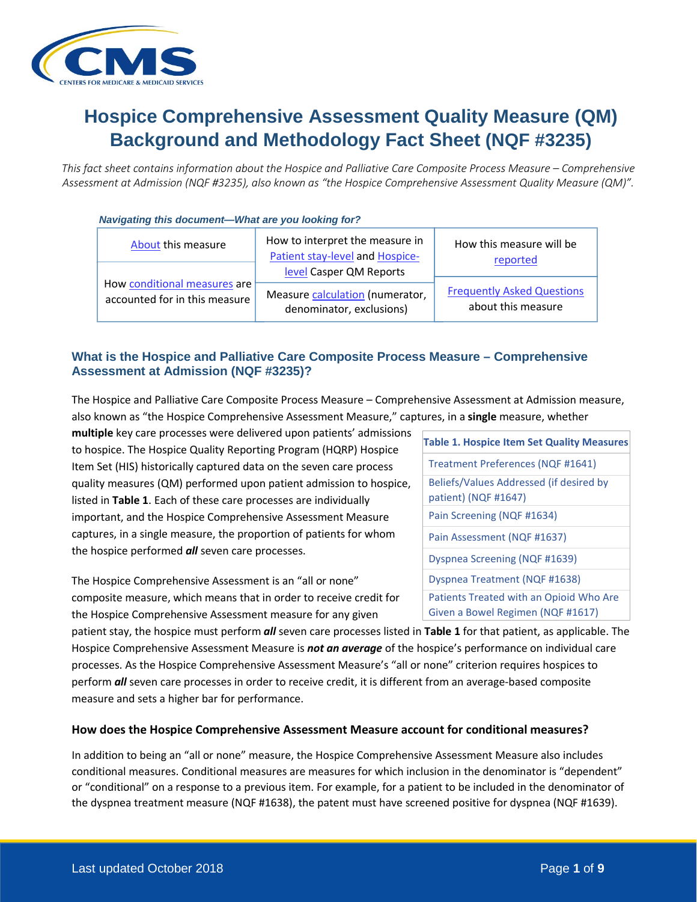# Hospice Comprehensive Assessment Quality Measure (QM) Background and Methodology Fact Sheet (NQF #3235)

*This fact sheet contains information about the Hospice and Palliative Care Composite Process Measure – Comprehensive Assessment at Admission (NQF #3235), also known as "the Hospice Comprehensive Assessment Quality Measure (QM)".*

***Navigating this document—What are you looking for?***

| About this measure | How to interpret the measure in Patient stay-level and Hospice-level Casper QM Reports | How this measure will be reported |
|---|---|---|
| How conditional measures are accounted for in this measure | Measure calculation (numerator, denominator, exclusions) | Frequently Asked Questions about this measure |

## What is the Hospice and Palliative Care Composite Process Measure – Comprehensive Assessment at Admission (NQF #3235)?

The Hospice and Palliative Care Composite Process Measure – Comprehensive Assessment at Admission measure, also known as "the Hospice Comprehensive Assessment Measure," captures, in a **single** measure, whether **multiple** key care processes were delivered upon patients' admissions to hospice. The Hospice Quality Reporting Program (HQRP) Hospice Item Set (HIS) historically captured data on the seven care process quality measures (QM) performed upon patient admission to hospice, listed in **Table 1**. Each of these care processes are individually important, and the Hospice Comprehensive Assessment Measure captures, in a single measure, the proportion of patients for whom the hospice performed ***all*** seven care processes.

| Table 1. Hospice Item Set Quality Measures |
|---|
| Treatment Preferences (NQF #1641) |
| Beliefs/Values Addressed (if desired by patient) (NQF #1647) |
| Pain Screening (NQF #1634) |
| Pain Assessment (NQF #1637) |
| Dyspnea Screening (NQF #1639) |
| Dyspnea Treatment (NQF #1638) |
| Patients Treated with an Opioid Who Are Given a Bowel Regimen (NQF #1617) |

The Hospice Comprehensive Assessment is an "all or none" composite measure, which means that in order to receive credit for the Hospice Comprehensive Assessment measure for any given patient stay, the hospice must perform ***all*** seven care processes listed in **Table 1** for that patient, as applicable. The Hospice Comprehensive Assessment Measure is ***not an average*** of the hospice's performance on individual care processes. As the Hospice Comprehensive Assessment Measure's "all or none" criterion requires hospices to perform ***all*** seven care processes in order to receive credit, it is different from an average-based composite measure and sets a higher bar for performance.

### How does the Hospice Comprehensive Assessment Measure account for conditional measures?

In addition to being an "all or none" measure, the Hospice Comprehensive Assessment Measure also includes conditional measures. Conditional measures are measures for which inclusion in the denominator is "dependent" or "conditional" on a response to a previous item. For example, for a patient to be included in the denominator of the dyspnea treatment measure (NQF #1638), the patent must have screened positive for dyspnea (NQF #1639).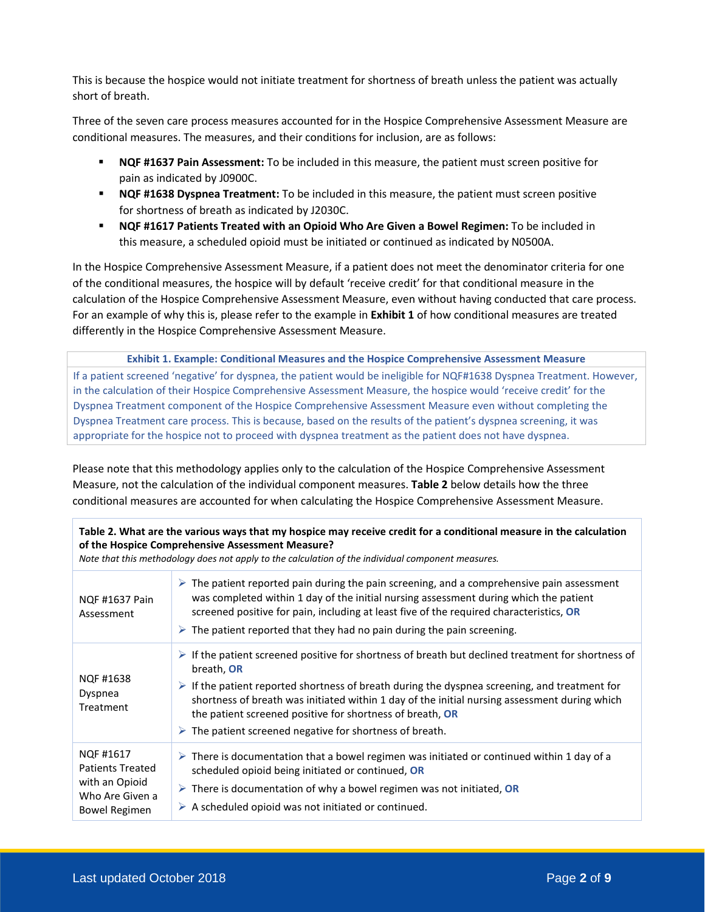This is because the hospice would not initiate treatment for shortness of breath unless the patient was actually short of breath.

Three of the seven care process measures accounted for in the Hospice Comprehensive Assessment Measure are conditional measures. The measures, and their conditions for inclusion, are as follows:

- **NQF #1637 Pain Assessment:** To be included in this measure, the patient must screen positive for pain as indicated by J0900C.
- **NQF #1638 Dyspnea Treatment:** To be included in this measure, the patient must screen positive for shortness of breath as indicated by J2030C.
- **NQF #1617 Patients Treated with an Opioid Who Are Given a Bowel Regimen:** To be included in this measure, a scheduled opioid must be initiated or continued as indicated by N0500A.

In the Hospice Comprehensive Assessment Measure, if a patient does not meet the denominator criteria for one of the conditional measures, the hospice will by default 'receive credit' for that conditional measure in the calculation of the Hospice Comprehensive Assessment Measure, even without having conducted that care process. For an example of why this is, please refer to the example in **Exhibit 1** of how conditional measures are treated differently in the Hospice Comprehensive Assessment Measure.

| Exhibit 1. Example: Conditional Measures and the Hospice Comprehensive Assessment Measure |
|---|
| If a patient screened 'negative' for dyspnea, the patient would be ineligible for NQF#1638 Dyspnea Treatment. However, in the calculation of their Hospice Comprehensive Assessment Measure, the hospice would 'receive credit' for the Dyspnea Treatment component of the Hospice Comprehensive Assessment Measure even without completing the Dyspnea Treatment care process. This is because, based on the results of the patient's dyspnea screening, it was appropriate for the hospice not to proceed with dyspnea treatment as the patient does not have dyspnea. |

Please note that this methodology applies only to the calculation of the Hospice Comprehensive Assessment Measure, not the calculation of the individual component measures. **Table 2** below details how the three conditional measures are accounted for when calculating the Hospice Comprehensive Assessment Measure.

**Table 2. What are the various ways that my hospice may receive credit for a conditional measure in the calculation of the Hospice Comprehensive Assessment Measure?**

*Note that this methodology does not apply to the calculation of the individual component measures.*

| Measure | Ways to receive credit |
|---|---|
| NQF #1637 Pain Assessment | ➢ The patient reported pain during the pain screening, and a comprehensive pain assessment was completed within 1 day of the initial nursing assessment during which the patient screened positive for pain, including at least five of the required characteristics, **OR**<br>➢ The patient reported that they had no pain during the pain screening. |
| NQF #1638 Dyspnea Treatment | ➢ If the patient screened positive for shortness of breath but declined treatment for shortness of breath, **OR**<br>➢ If the patient reported shortness of breath during the dyspnea screening, and treatment for shortness of breath was initiated within 1 day of the initial nursing assessment during which the patient screened positive for shortness of breath, **OR**<br>➢ The patient screened negative for shortness of breath. |
| NQF #1617 Patients Treated with an Opioid Who Are Given a Bowel Regimen | ➢ There is documentation that a bowel regimen was initiated or continued within 1 day of a scheduled opioid being initiated or continued, **OR**<br>➢ There is documentation of why a bowel regimen was not initiated, **OR**<br>➢ A scheduled opioid was not initiated or continued. |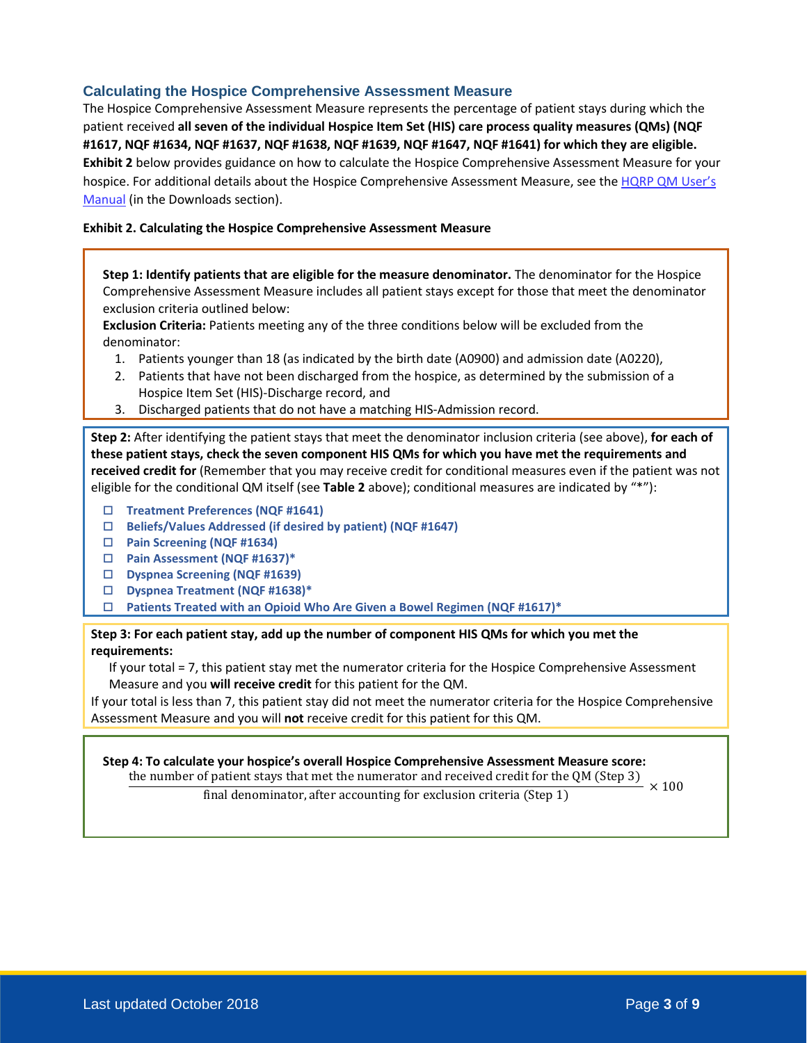## Calculating the Hospice Comprehensive Assessment Measure

The Hospice Comprehensive Assessment Measure represents the percentage of patient stays during which the patient received **all seven of the individual Hospice Item Set (HIS) care process quality measures (QMs) (NQF #1617, NQF #1634, NQF #1637, NQF #1638, NQF #1639, NQF #1647, NQF #1641) for which they are eligible.** **Exhibit 2** below provides guidance on how to calculate the Hospice Comprehensive Assessment Measure for your hospice. For additional details about the Hospice Comprehensive Assessment Measure, see the HQRP QM User's Manual (in the Downloads section).

**Exhibit 2. Calculating the Hospice Comprehensive Assessment Measure**

**Step 1: Identify patients that are eligible for the measure denominator.** The denominator for the Hospice Comprehensive Assessment Measure includes all patient stays except for those that meet the denominator exclusion criteria outlined below:

**Exclusion Criteria:** Patients meeting any of the three conditions below will be excluded from the denominator:

1. Patients younger than 18 (as indicated by the birth date (A0900) and admission date (A0220),
2. Patients that have not been discharged from the hospice, as determined by the submission of a Hospice Item Set (HIS)-Discharge record, and
3. Discharged patients that do not have a matching HIS-Admission record.

**Step 2:** After identifying the patient stays that meet the denominator inclusion criteria (see above), **for each of these patient stays, check the seven component HIS QMs for which you have met the requirements and received credit for** (Remember that you may receive credit for conditional measures even if the patient was not eligible for the conditional QM itself (see **Table 2** above); conditional measures are indicated by "*"):

- ☐ **Treatment Preferences (NQF #1641)**
- ☐ **Beliefs/Values Addressed (if desired by patient) (NQF #1647)**
- ☐ **Pain Screening (NQF #1634)**
- ☐ **Pain Assessment (NQF #1637)***
- ☐ **Dyspnea Screening (NQF #1639)**
- ☐ **Dyspnea Treatment (NQF #1638)***
- ☐ **Patients Treated with an Opioid Who Are Given a Bowel Regimen (NQF #1617)***

**Step 3: For each patient stay, add up the number of component HIS QMs for which you met the requirements:**

If your total = 7, this patient stay met the numerator criteria for the Hospice Comprehensive Assessment Measure and you **will receive credit** for this patient for the QM.

If your total is less than 7, this patient stay did not meet the numerator criteria for the Hospice Comprehensive Assessment Measure and you will **not** receive credit for this patient for this QM.

**Step 4: To calculate your hospice's overall Hospice Comprehensive Assessment Measure score:**

$$\frac{\text{the number of patient stays that met the numerator and received credit for the QM (Step 3)}}{\text{final denominator, after accounting for exclusion criteria (Step 1)}} \times 100$$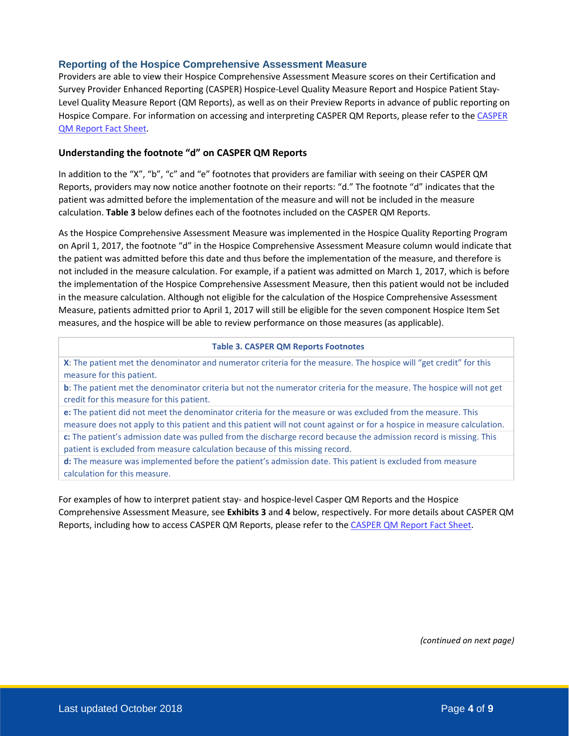## Reporting of the Hospice Comprehensive Assessment Measure

Providers are able to view their Hospice Comprehensive Assessment Measure scores on their Certification and Survey Provider Enhanced Reporting (CASPER) Hospice-Level Quality Measure Report and Hospice Patient Stay-Level Quality Measure Report (QM Reports), as well as on their Preview Reports in advance of public reporting on Hospice Compare. For information on accessing and interpreting CASPER QM Reports, please refer to the CASPER QM Report Fact Sheet.

### Understanding the footnote "d" on CASPER QM Reports

In addition to the "X", "b", "c" and "e" footnotes that providers are familiar with seeing on their CASPER QM Reports, providers may now notice another footnote on their reports: "d." The footnote "d" indicates that the patient was admitted before the implementation of the measure and will not be included in the measure calculation. **Table 3** below defines each of the footnotes included on the CASPER QM Reports.

As the Hospice Comprehensive Assessment Measure was implemented in the Hospice Quality Reporting Program on April 1, 2017, the footnote "d" in the Hospice Comprehensive Assessment Measure column would indicate that the patient was admitted before this date and thus before the implementation of the measure, and therefore is not included in the measure calculation. For example, if a patient was admitted on March 1, 2017, which is before the implementation of the Hospice Comprehensive Assessment Measure, then this patient would not be included in the measure calculation. Although not eligible for the calculation of the Hospice Comprehensive Assessment Measure, patients admitted prior to April 1, 2017 will still be eligible for the seven component Hospice Item Set measures, and the hospice will be able to review performance on those measures (as applicable).

| Table 3. CASPER QM Reports Footnotes |
|---|
| **X**: The patient met the denominator and numerator criteria for the measure. The hospice will "get credit" for this measure for this patient. |
| **b**: The patient met the denominator criteria but not the numerator criteria for the measure. The hospice will not get credit for this measure for this patient. |
| **e:** The patient did not meet the denominator criteria for the measure or was excluded from the measure. This measure does not apply to this patient and this patient will not count against or for a hospice in measure calculation. |
| **c:** The patient's admission date was pulled from the discharge record because the admission record is missing. This patient is excluded from measure calculation because of this missing record. |
| **d:** The measure was implemented before the patient's admission date. This patient is excluded from measure calculation for this measure. |

For examples of how to interpret patient stay- and hospice-level Casper QM Reports and the Hospice Comprehensive Assessment Measure, see **Exhibits 3** and **4** below, respectively. For more details about CASPER QM Reports, including how to access CASPER QM Reports, please refer to the CASPER QM Report Fact Sheet.

*(continued on next page)*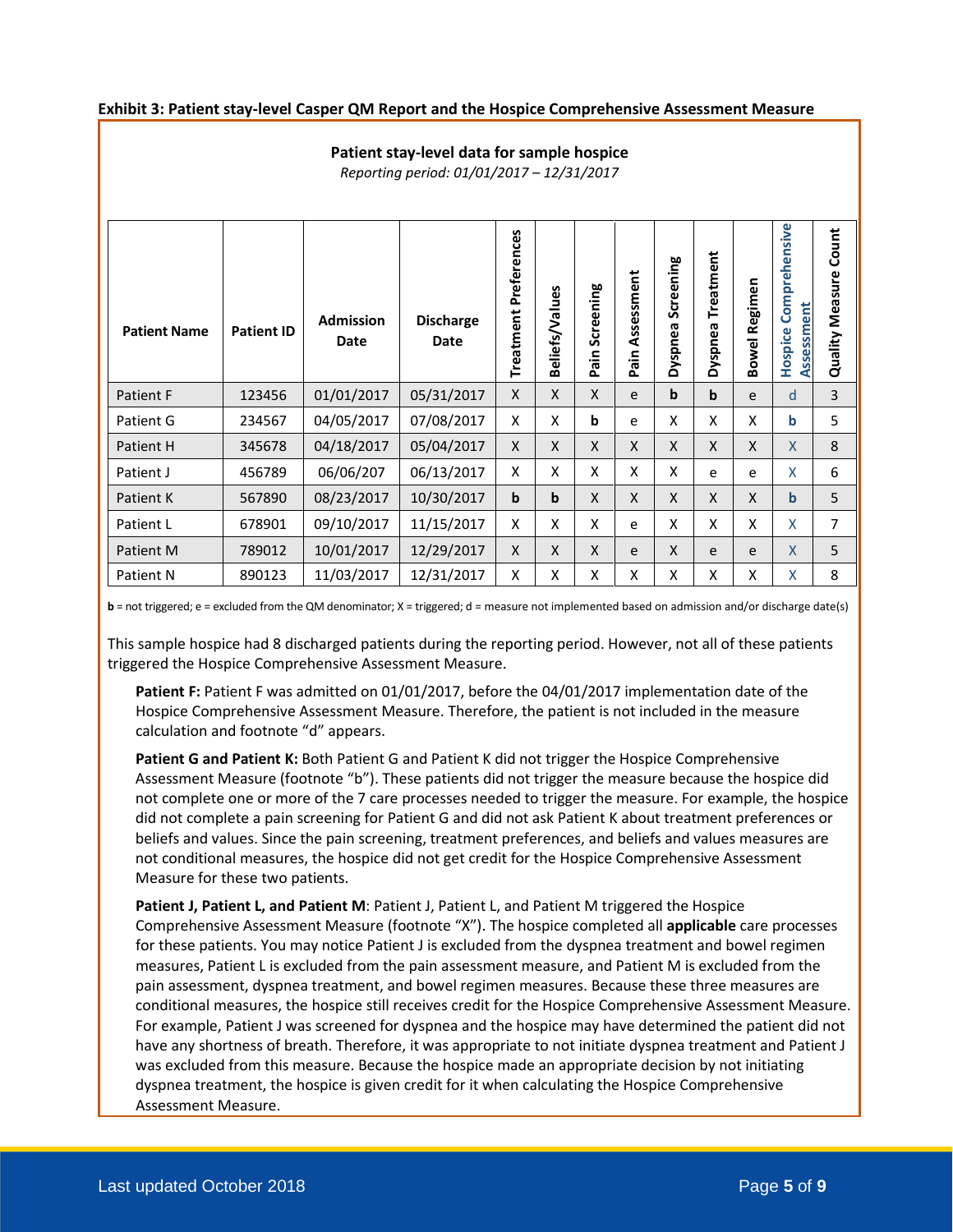**Exhibit 3: Patient stay-level Casper QM Report and the Hospice Comprehensive Assessment Measure**

**Patient stay-level data for sample hospice**

*Reporting period: 01/01/2017 – 12/31/2017*

| Patient Name | Patient ID | Admission Date | Discharge Date | Treatment Preferences | Beliefs/Values | Pain Screening | Pain Assessment | Dyspnea Screening | Dyspnea Treatment | Bowel Regimen | Hospice Comprehensive Assessment | Quality Measure Count |
|---|---|---|---|---|---|---|---|---|---|---|---|---|
| Patient F | 123456 | 01/01/2017 | 05/31/2017 | X | X | X | e | **b** | **b** | e | d | 3 |
| Patient G | 234567 | 04/05/2017 | 07/08/2017 | X | X | **b** | e | X | X | X | **b** | 5 |
| Patient H | 345678 | 04/18/2017 | 05/04/2017 | X | X | X | X | X | X | X | X | 8 |
| Patient J | 456789 | 06/06/207 | 06/13/2017 | X | X | X | X | X | e | e | X | 6 |
| Patient K | 567890 | 08/23/2017 | 10/30/2017 | **b** | **b** | X | X | X | X | X | **b** | 5 |
| Patient L | 678901 | 09/10/2017 | 11/15/2017 | X | X | X | e | X | X | X | X | 7 |
| Patient M | 789012 | 10/01/2017 | 12/29/2017 | X | X | X | e | X | e | e | X | 5 |
| Patient N | 890123 | 11/03/2017 | 12/31/2017 | X | X | X | X | X | X | X | X | 8 |

**b** = not triggered; e = excluded from the QM denominator; X = triggered; d = measure not implemented based on admission and/or discharge date(s)

This sample hospice had 8 discharged patients during the reporting period. However, not all of these patients triggered the Hospice Comprehensive Assessment Measure.

**Patient F:** Patient F was admitted on 01/01/2017, before the 04/01/2017 implementation date of the Hospice Comprehensive Assessment Measure. Therefore, the patient is not included in the measure calculation and footnote "d" appears.

**Patient G and Patient K:** Both Patient G and Patient K did not trigger the Hospice Comprehensive Assessment Measure (footnote "b"). These patients did not trigger the measure because the hospice did not complete one or more of the 7 care processes needed to trigger the measure. For example, the hospice did not complete a pain screening for Patient G and did not ask Patient K about treatment preferences or beliefs and values. Since the pain screening, treatment preferences, and beliefs and values measures are not conditional measures, the hospice did not get credit for the Hospice Comprehensive Assessment Measure for these two patients.

**Patient J, Patient L, and Patient M**: Patient J, Patient L, and Patient M triggered the Hospice Comprehensive Assessment Measure (footnote "X"). The hospice completed all **applicable** care processes for these patients. You may notice Patient J is excluded from the dyspnea treatment and bowel regimen measures, Patient L is excluded from the pain assessment measure, and Patient M is excluded from the pain assessment, dyspnea treatment, and bowel regimen measures. Because these three measures are conditional measures, the hospice still receives credit for the Hospice Comprehensive Assessment Measure. For example, Patient J was screened for dyspnea and the hospice may have determined the patient did not have any shortness of breath. Therefore, it was appropriate to not initiate dyspnea treatment and Patient J was excluded from this measure. Because the hospice made an appropriate decision by not initiating dyspnea treatment, the hospice is given credit for it when calculating the Hospice Comprehensive Assessment Measure.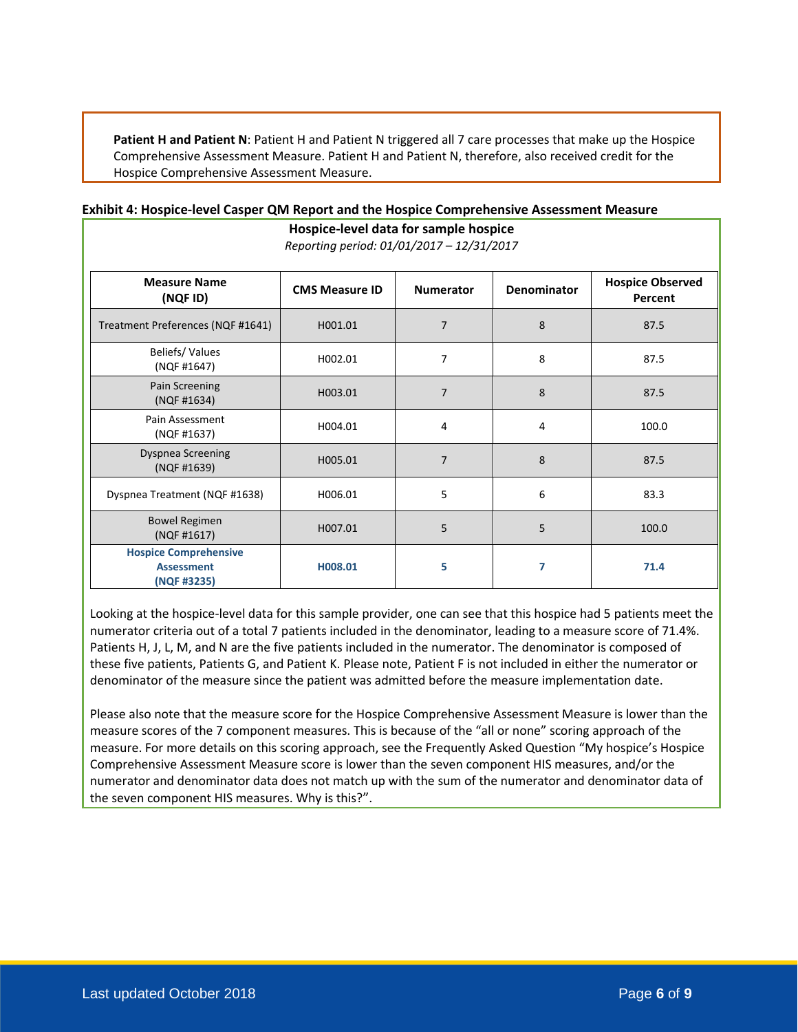**Patient H and Patient N**: Patient H and Patient N triggered all 7 care processes that make up the Hospice Comprehensive Assessment Measure. Patient H and Patient N, therefore, also received credit for the Hospice Comprehensive Assessment Measure.

**Exhibit 4: Hospice-level Casper QM Report and the Hospice Comprehensive Assessment Measure**

**Hospice-level data for sample hospice**

*Reporting period: 01/01/2017 – 12/31/2017*

| Measure Name (NQF ID) | CMS Measure ID | Numerator | Denominator | Hospice Observed Percent |
|---|---|---|---|---|
| Treatment Preferences (NQF #1641) | H001.01 | 7 | 8 | 87.5 |
| Beliefs/ Values (NQF #1647) | H002.01 | 7 | 8 | 87.5 |
| Pain Screening (NQF #1634) | H003.01 | 7 | 8 | 87.5 |
| Pain Assessment (NQF #1637) | H004.01 | 4 | 4 | 100.0 |
| Dyspnea Screening (NQF #1639) | H005.01 | 7 | 8 | 87.5 |
| Dyspnea Treatment (NQF #1638) | H006.01 | 5 | 6 | 83.3 |
| Bowel Regimen (NQF #1617) | H007.01 | 5 | 5 | 100.0 |
| **Hospice Comprehensive Assessment (NQF #3235)** | **H008.01** | **5** | **7** | **71.4** |

Looking at the hospice-level data for this sample provider, one can see that this hospice had 5 patients meet the numerator criteria out of a total 7 patients included in the denominator, leading to a measure score of 71.4%. Patients H, J, L, M, and N are the five patients included in the numerator. The denominator is composed of these five patients, Patients G, and Patient K. Please note, Patient F is not included in either the numerator or denominator of the measure since the patient was admitted before the measure implementation date.

Please also note that the measure score for the Hospice Comprehensive Assessment Measure is lower than the measure scores of the 7 component measures. This is because of the "all or none" scoring approach of the measure. For more details on this scoring approach, see the Frequently Asked Question "My hospice's Hospice Comprehensive Assessment Measure score is lower than the seven component HIS measures, and/or the numerator and denominator data does not match up with the sum of the numerator and denominator data of the seven component HIS measures. Why is this?".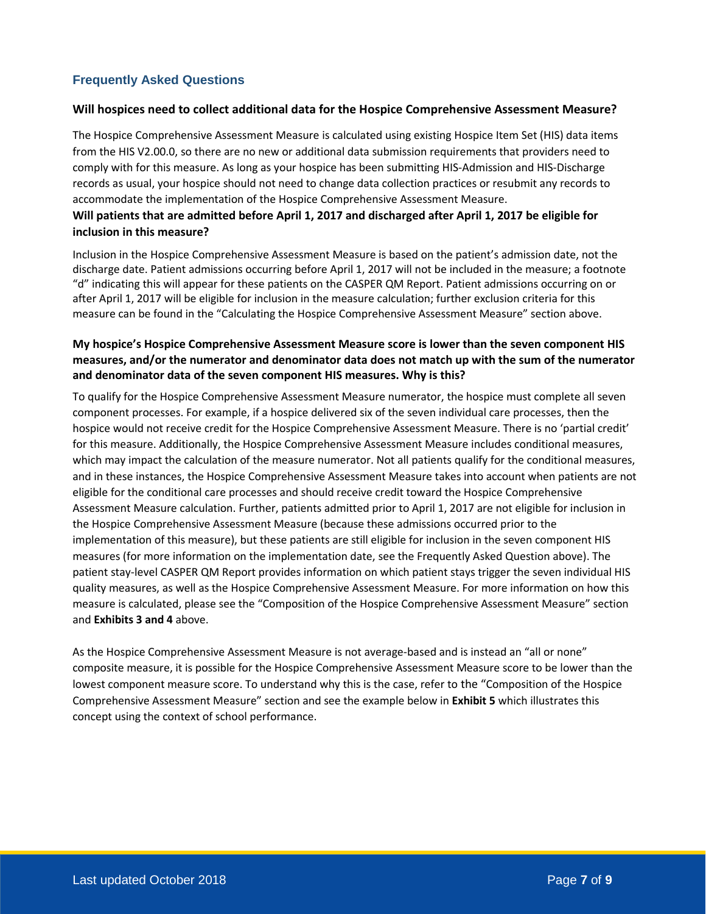## Frequently Asked Questions

### Will hospices need to collect additional data for the Hospice Comprehensive Assessment Measure?

The Hospice Comprehensive Assessment Measure is calculated using existing Hospice Item Set (HIS) data items from the HIS V2.00.0, so there are no new or additional data submission requirements that providers need to comply with for this measure. As long as your hospice has been submitting HIS-Admission and HIS-Discharge records as usual, your hospice should not need to change data collection practices or resubmit any records to accommodate the implementation of the Hospice Comprehensive Assessment Measure.

### Will patients that are admitted before April 1, 2017 and discharged after April 1, 2017 be eligible for inclusion in this measure?

Inclusion in the Hospice Comprehensive Assessment Measure is based on the patient's admission date, not the discharge date. Patient admissions occurring before April 1, 2017 will not be included in the measure; a footnote "d" indicating this will appear for these patients on the CASPER QM Report. Patient admissions occurring on or after April 1, 2017 will be eligible for inclusion in the measure calculation; further exclusion criteria for this measure can be found in the "Calculating the Hospice Comprehensive Assessment Measure" section above.

### My hospice's Hospice Comprehensive Assessment Measure score is lower than the seven component HIS measures, and/or the numerator and denominator data does not match up with the sum of the numerator and denominator data of the seven component HIS measures. Why is this?

To qualify for the Hospice Comprehensive Assessment Measure numerator, the hospice must complete all seven component processes. For example, if a hospice delivered six of the seven individual care processes, then the hospice would not receive credit for the Hospice Comprehensive Assessment Measure. There is no 'partial credit' for this measure. Additionally, the Hospice Comprehensive Assessment Measure includes conditional measures, which may impact the calculation of the measure numerator. Not all patients qualify for the conditional measures, and in these instances, the Hospice Comprehensive Assessment Measure takes into account when patients are not eligible for the conditional care processes and should receive credit toward the Hospice Comprehensive Assessment Measure calculation. Further, patients admitted prior to April 1, 2017 are not eligible for inclusion in the Hospice Comprehensive Assessment Measure (because these admissions occurred prior to the implementation of this measure), but these patients are still eligible for inclusion in the seven component HIS measures (for more information on the implementation date, see the Frequently Asked Question above). The patient stay-level CASPER QM Report provides information on which patient stays trigger the seven individual HIS quality measures, as well as the Hospice Comprehensive Assessment Measure. For more information on how this measure is calculated, please see the "Composition of the Hospice Comprehensive Assessment Measure" section and **Exhibits 3 and 4** above.

As the Hospice Comprehensive Assessment Measure is not average-based and is instead an "all or none" composite measure, it is possible for the Hospice Comprehensive Assessment Measure score to be lower than the lowest component measure score. To understand why this is the case, refer to the "Composition of the Hospice Comprehensive Assessment Measure" section and see the example below in **Exhibit 5** which illustrates this concept using the context of school performance.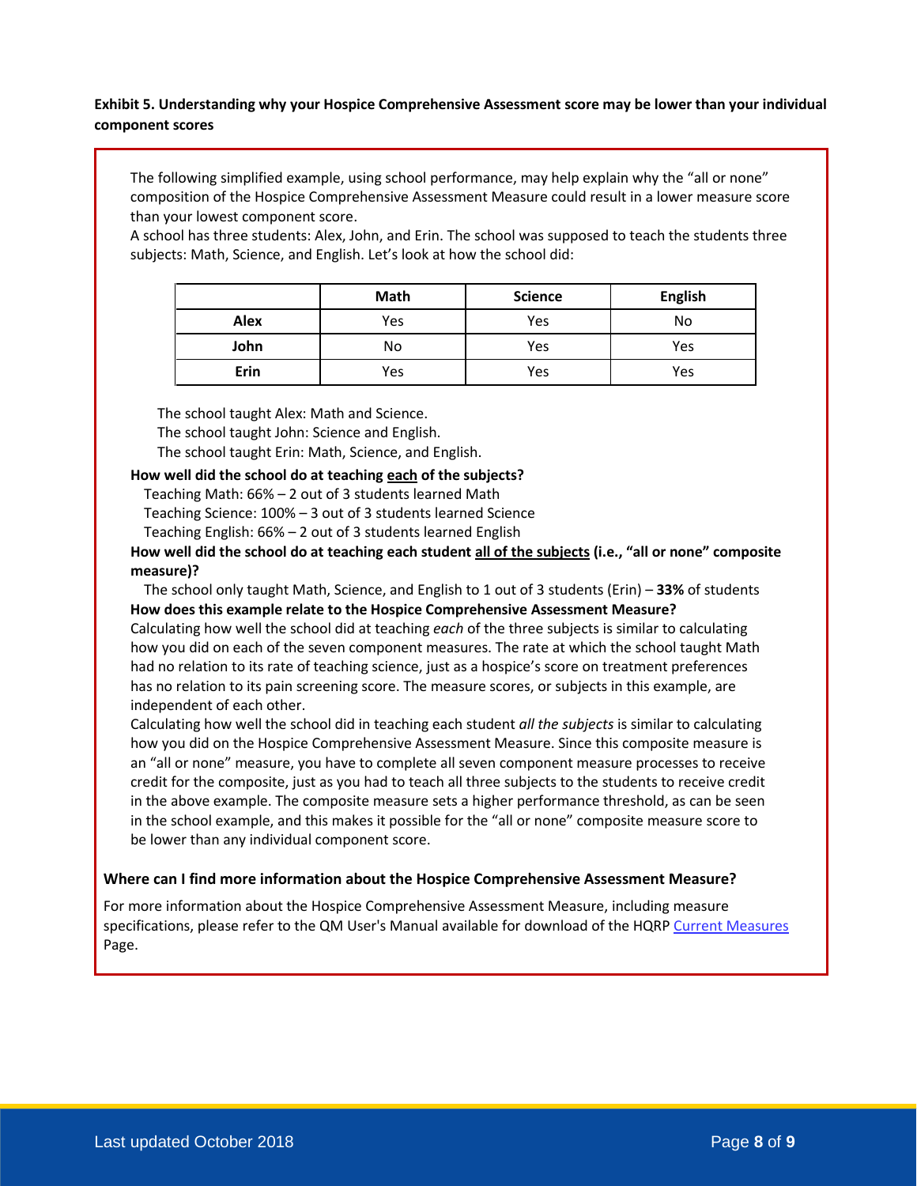**Exhibit 5. Understanding why your Hospice Comprehensive Assessment score may be lower than your individual component scores**

The following simplified example, using school performance, may help explain why the "all or none" composition of the Hospice Comprehensive Assessment Measure could result in a lower measure score than your lowest component score.

A school has three students: Alex, John, and Erin. The school was supposed to teach the students three subjects: Math, Science, and English. Let's look at how the school did:

| | Math | Science | English |
|---|---|---|---|
| **Alex** | Yes | Yes | No |
| **John** | No | Yes | Yes |
| **Erin** | Yes | Yes | Yes |

The school taught Alex: Math and Science.
The school taught John: Science and English.
The school taught Erin: Math, Science, and English.

**How well did the school do at teaching each of the subjects?**

Teaching Math: 66% – 2 out of 3 students learned Math
Teaching Science: 100% – 3 out of 3 students learned Science
Teaching English: 66% – 2 out of 3 students learned English

**How well did the school do at teaching each student all of the subjects (i.e., "all or none" composite measure)?**

The school only taught Math, Science, and English to 1 out of 3 students (Erin) – **33%** of students

**How does this example relate to the Hospice Comprehensive Assessment Measure?**

Calculating how well the school did at teaching *each* of the three subjects is similar to calculating how you did on each of the seven component measures. The rate at which the school taught Math had no relation to its rate of teaching science, just as a hospice's score on treatment preferences has no relation to its pain screening score. The measure scores, or subjects in this example, are independent of each other.

Calculating how well the school did in teaching each student *all the subjects* is similar to calculating how you did on the Hospice Comprehensive Assessment Measure. Since this composite measure is an "all or none" measure, you have to complete all seven component measure processes to receive credit for the composite, just as you had to teach all three subjects to the students to receive credit in the above example. The composite measure sets a higher performance threshold, as can be seen in the school example, and this makes it possible for the "all or none" composite measure score to be lower than any individual component score.

**Where can I find more information about the Hospice Comprehensive Assessment Measure?**

For more information about the Hospice Comprehensive Assessment Measure, including measure specifications, please refer to the QM User's Manual available for download of the HQRP Current Measures Page.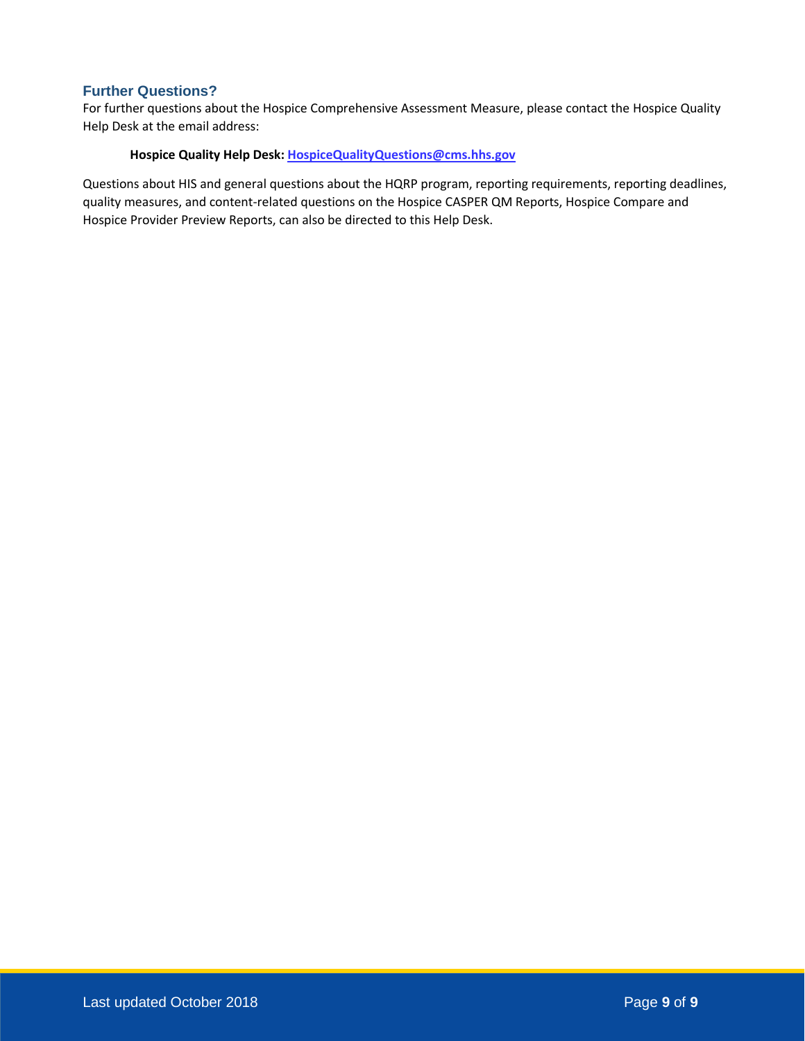## Further Questions?

For further questions about the Hospice Comprehensive Assessment Measure, please contact the Hospice Quality Help Desk at the email address:

**Hospice Quality Help Desk: [HospiceQualityQuestions@cms.hhs.gov](mailto:HospiceQualityQuestions@cms.hhs.gov)**

Questions about HIS and general questions about the HQRP program, reporting requirements, reporting deadlines, quality measures, and content-related questions on the Hospice CASPER QM Reports, Hospice Compare and Hospice Provider Preview Reports, can also be directed to this Help Desk.